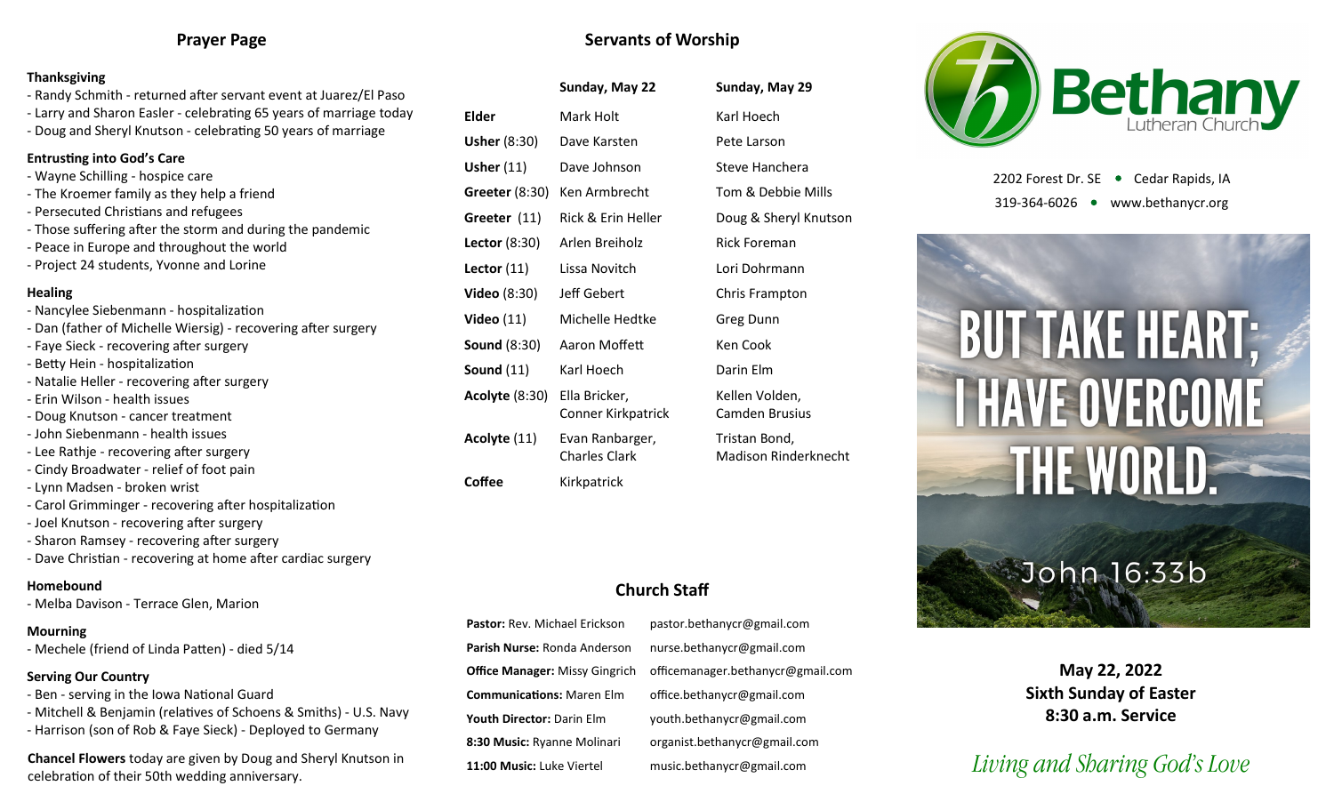## Prayer Page

**Thanksgiving**

- Randy Schmith - returned after servant event at Juarez/El Paso
- Larry and Sharon Easler - celebrating 65 years of marriage today
- Doug and Sheryl Knutson - celebrating 50 years of marriage

**Entrusting into God's Care**

- Wayne Schilling - hospice care
- The Kroemer family as they help a friend
- Persecuted Christians and refugees
- Those suffering after the storm and during the pandemic
- Peace in Europe and throughout the world
- Project 24 students, Yvonne and Lorine

**Healing**

- Nancylee Siebenmann - hospitalization
- Dan (father of Michelle Wiersig) - recovering after surgery
- Faye Sieck - recovering after surgery
- Betty Hein - hospitalization
- Natalie Heller - recovering after surgery
- Erin Wilson - health issues
- Doug Knutson - cancer treatment
- John Siebenmann - health issues
- Lee Rathje - recovering after surgery
- Cindy Broadwater - relief of foot pain
- Lynn Madsen - broken wrist
- Carol Grimminger - recovering after hospitalization
- Joel Knutson - recovering after surgery
- Sharon Ramsey - recovering after surgery
- Dave Christian - recovering at home after cardiac surgery

**Homebound**

- Melba Davison - Terrace Glen, Marion

**Mourning**

- Mechele (friend of Linda Patten) - died 5/14

**Serving Our Country**

- Ben - serving in the Iowa National Guard
- Mitchell & Benjamin (relatives of Schoens & Smiths) - U.S. Navy
- Harrison (son of Rob & Faye Sieck) - Deployed to Germany

**Chancel Flowers** today are given by Doug and Sheryl Knutson in celebration of their 50th wedding anniversary.

## Servants of Worship

| | Sunday, May 22 | Sunday, May 29 |
|---|---|---|
| **Elder** | Mark Holt | Karl Hoech |
| **Usher** (8:30) | Dave Karsten | Pete Larson |
| **Usher** (11) | Dave Johnson | Steve Hanchera |
| **Greeter** (8:30) | Ken Armbrecht | Tom & Debbie Mills |
| **Greeter** (11) | Rick & Erin Heller | Doug & Sheryl Knutson |
| **Lector** (8:30) | Arlen Breiholz | Rick Foreman |
| **Lector** (11) | Lissa Novitch | Lori Dohrmann |
| **Video** (8:30) | Jeff Gebert | Chris Frampton |
| **Video** (11) | Michelle Hedtke | Greg Dunn |
| **Sound** (8:30) | Aaron Moffett | Ken Cook |
| **Sound** (11) | Karl Hoech | Darin Elm |
| **Acolyte** (8:30) | Ella Bricker, Conner Kirkpatrick | Kellen Volden, Camden Brusius |
| **Acolyte** (11) | Evan Ranbarger, Charles Clark | Tristan Bond, Madison Rinderknecht |
| **Coffee** | Kirkpatrick | |

## Church Staff

| | |
|---|---|
| **Pastor:** Rev. Michael Erickson | pastor.bethanycr@gmail.com |
| **Parish Nurse:** Ronda Anderson | nurse.bethanycr@gmail.com |
| **Office Manager:** Missy Gingrich | officemanager.bethanycr@gmail.com |
| **Communications:** Maren Elm | office.bethanycr@gmail.com |
| **Youth Director:** Darin Elm | youth.bethanycr@gmail.com |
| **8:30 Music:** Ryanne Molinari | organist.bethanycr@gmail.com |
| **11:00 Music:** Luke Viertel | music.bethanycr@gmail.com |

# Bethany Lutheran Church

2202 Forest Dr. SE • Cedar Rapids, IA

319-364-6026 • www.bethanycr.org

BUT TAKE HEART; I HAVE OVERCOME THE WORLD.

John 16:33b

**May 22, 2022**
**Sixth Sunday of Easter**
**8:30 a.m. Service**

*Living and Sharing God's Love*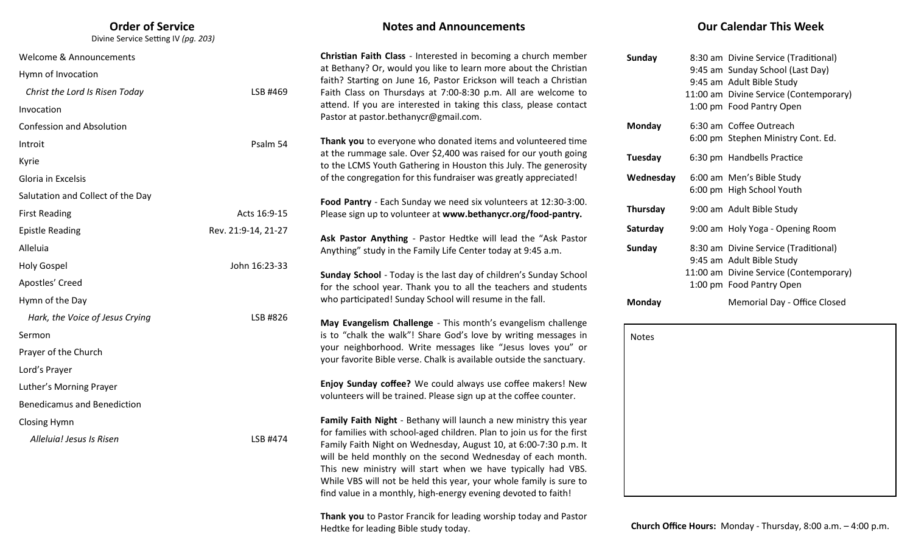## Order of Service

Divine Service Setting IV *(pg. 203)*

| | |
|---|---|
| Welcome & Announcements | |
| Hymn of Invocation | |
| *Christ the Lord Is Risen Today* | LSB #469 |
| Invocation | |
| Confession and Absolution | |
| Introit | Psalm 54 |
| Kyrie | |
| Gloria in Excelsis | |
| Salutation and Collect of the Day | |
| First Reading | Acts 16:9-15 |
| Epistle Reading | Rev. 21:9-14, 21-27 |
| Alleluia | |
| Holy Gospel | John 16:23-33 |
| Apostles' Creed | |
| Hymn of the Day | |
| *Hark, the Voice of Jesus Crying* | LSB #826 |
| Sermon | |
| Prayer of the Church | |
| Lord's Prayer | |
| Luther's Morning Prayer | |
| Benedicamus and Benediction | |
| Closing Hymn | |
| *Alleluia! Jesus Is Risen* | LSB #474 |

## Notes and Announcements

**Christian Faith Class** - Interested in becoming a church member at Bethany? Or, would you like to learn more about the Christian faith? Starting on June 16, Pastor Erickson will teach a Christian Faith Class on Thursdays at 7:00-8:30 p.m. All are welcome to attend. If you are interested in taking this class, please contact Pastor at pastor.bethanycr@gmail.com.

**Thank you** to everyone who donated items and volunteered time at the rummage sale. Over $2,400 was raised for our youth going to the LCMS Youth Gathering in Houston this July. The generosity of the congregation for this fundraiser was greatly appreciated!

**Food Pantry** - Each Sunday we need six volunteers at 12:30-3:00. Please sign up to volunteer at **www.bethanycr.org/food-pantry.**

**Ask Pastor Anything** - Pastor Hedtke will lead the "Ask Pastor Anything" study in the Family Life Center today at 9:45 a.m.

**Sunday School** - Today is the last day of children's Sunday School for the school year. Thank you to all the teachers and students who participated! Sunday School will resume in the fall.

**May Evangelism Challenge** - This month's evangelism challenge is to "chalk the walk"! Share God's love by writing messages in your neighborhood. Write messages like "Jesus loves you" or your favorite Bible verse. Chalk is available outside the sanctuary.

**Enjoy Sunday coffee?** We could always use coffee makers! New volunteers will be trained. Please sign up at the coffee counter.

**Family Faith Night** - Bethany will launch a new ministry this year for families with school-aged children. Plan to join us for the first Family Faith Night on Wednesday, August 10, at 6:00-7:30 p.m. It will be held monthly on the second Wednesday of each month. This new ministry will start when we have typically had VBS. While VBS will not be held this year, your whole family is sure to find value in a monthly, high-energy evening devoted to faith!

**Thank you** to Pastor Francik for leading worship today and Pastor Hedtke for leading Bible study today.

## Our Calendar This Week

| | |
|---|---|
| **Sunday** | 8:30 am Divine Service (Traditional)<br>9:45 am Sunday School (Last Day)<br>9:45 am Adult Bible Study<br>11:00 am Divine Service (Contemporary)<br>1:00 pm Food Pantry Open |
| **Monday** | 6:30 am Coffee Outreach<br>6:00 pm Stephen Ministry Cont. Ed. |
| **Tuesday** | 6:30 pm Handbells Practice |
| **Wednesday** | 6:00 am Men's Bible Study<br>6:00 pm High School Youth |
| **Thursday** | 9:00 am Adult Bible Study |
| **Saturday** | 9:00 am Holy Yoga - Opening Room |
| **Sunday** | 8:30 am Divine Service (Traditional)<br>9:45 am Adult Bible Study<br>11:00 am Divine Service (Contemporary)<br>1:00 pm Food Pantry Open |
| **Monday** | Memorial Day - Office Closed |

Notes

**Church Office Hours:** Monday - Thursday, 8:00 a.m. – 4:00 p.m.